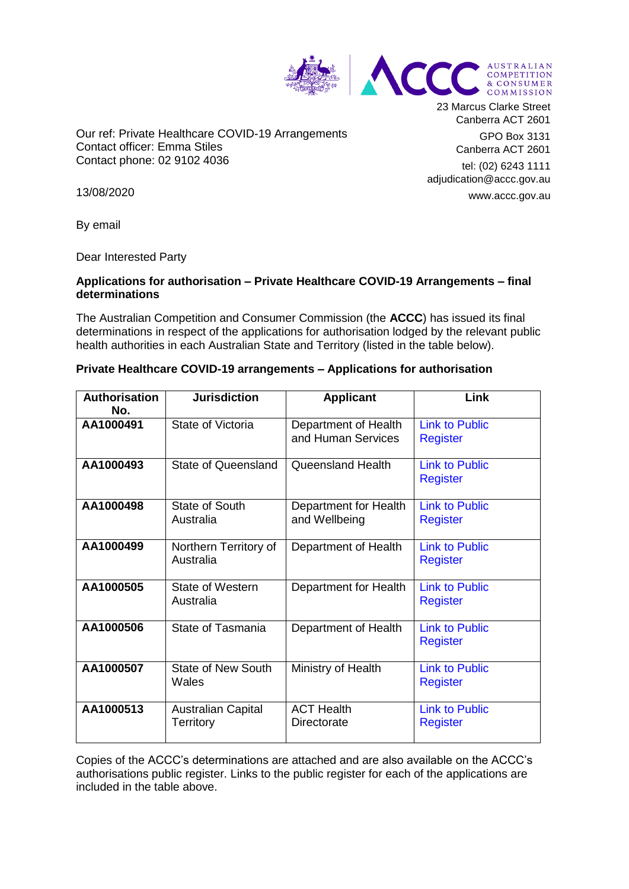AUSTRALIAN COMPETITION & CONSUMER COMMISSION

23 Marcus Clarke Street
Canberra ACT 2601

GPO Box 3131
Canberra ACT 2601

tel: (02) 6243 1111
adjudication@accc.gov.au

www.accc.gov.au

Our ref: Private Healthcare COVID-19 Arrangements
Contact officer: Emma Stiles
Contact phone: 02 9102 4036

13/08/2020

By email

Dear Interested Party

**Applications for authorisation – Private Healthcare COVID-19 Arrangements – final determinations**

The Australian Competition and Consumer Commission (the **ACCC**) has issued its final determinations in respect of the applications for authorisation lodged by the relevant public health authorities in each Australian State and Territory (listed in the table below).

**Private Healthcare COVID-19 arrangements – Applications for authorisation**

| Authorisation No. | Jurisdiction | Applicant | Link |
|---|---|---|---|
| **AA1000491** | State of Victoria | Department of Health and Human Services | Link to Public Register |
| **AA1000493** | State of Queensland | Queensland Health | Link to Public Register |
| **AA1000498** | State of South Australia | Department for Health and Wellbeing | Link to Public Register |
| **AA1000499** | Northern Territory of Australia | Department of Health | Link to Public Register |
| **AA1000505** | State of Western Australia | Department for Health | Link to Public Register |
| **AA1000506** | State of Tasmania | Department of Health | Link to Public Register |
| **AA1000507** | State of New South Wales | Ministry of Health | Link to Public Register |
| **AA1000513** | Australian Capital Territory | ACT Health Directorate | Link to Public Register |

Copies of the ACCC's determinations are attached and are also available on the ACCC's authorisations public register. Links to the public register for each of the applications are included in the table above.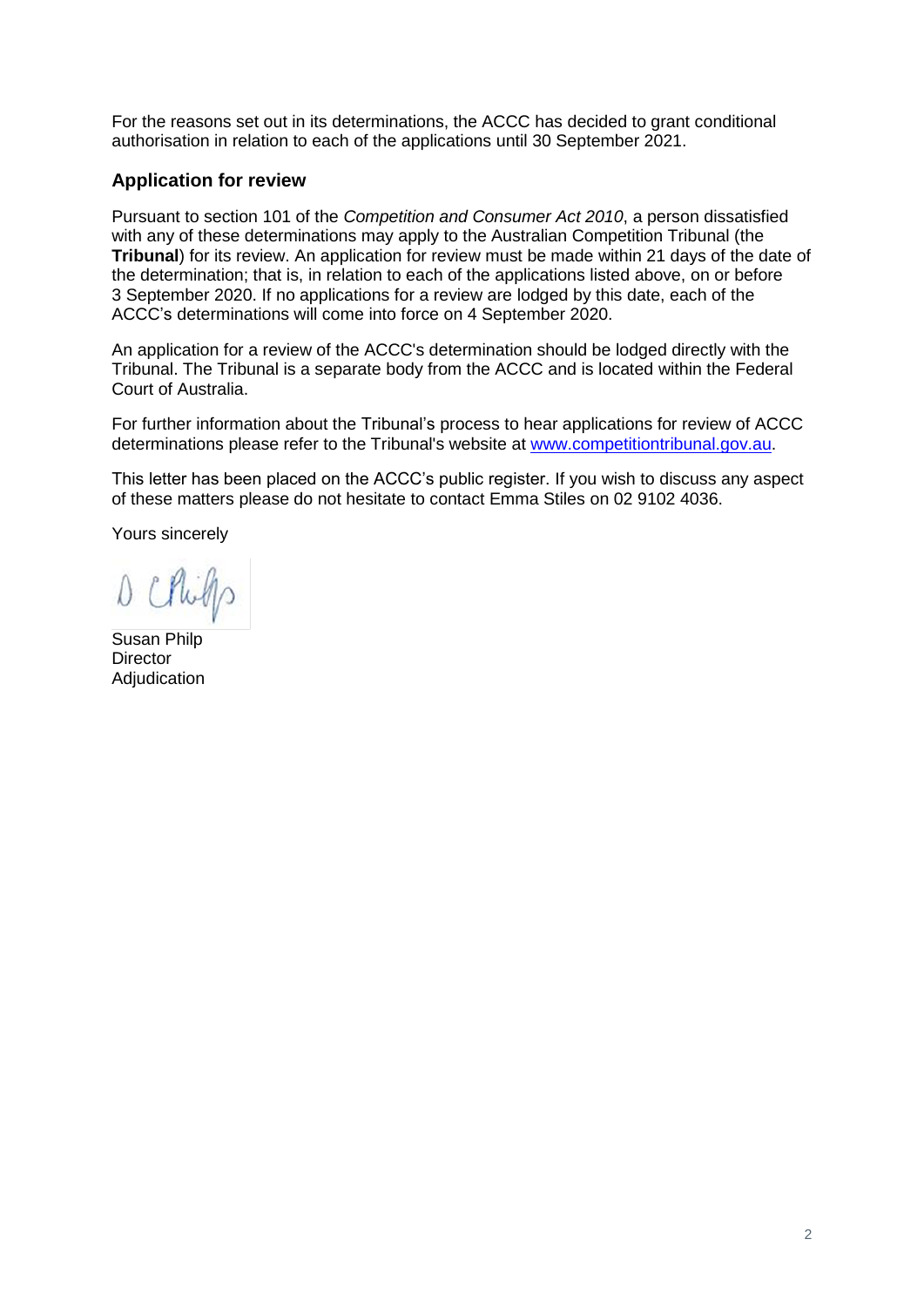For the reasons set out in its determinations, the ACCC has decided to grant conditional authorisation in relation to each of the applications until 30 September 2021.

## Application for review

Pursuant to section 101 of the *Competition and Consumer Act 2010*, a person dissatisfied with any of these determinations may apply to the Australian Competition Tribunal (the **Tribunal**) for its review. An application for review must be made within 21 days of the date of the determination; that is, in relation to each of the applications listed above, on or before 3 September 2020. If no applications for a review are lodged by this date, each of the ACCC's determinations will come into force on 4 September 2020.

An application for a review of the ACCC's determination should be lodged directly with the Tribunal. The Tribunal is a separate body from the ACCC and is located within the Federal Court of Australia.

For further information about the Tribunal's process to hear applications for review of ACCC determinations please refer to the Tribunal's website at www.competitiontribunal.gov.au.

This letter has been placed on the ACCC's public register. If you wish to discuss any aspect of these matters please do not hesitate to contact Emma Stiles on 02 9102 4036.

Yours sincerely

Susan Philp
Director
Adjudication